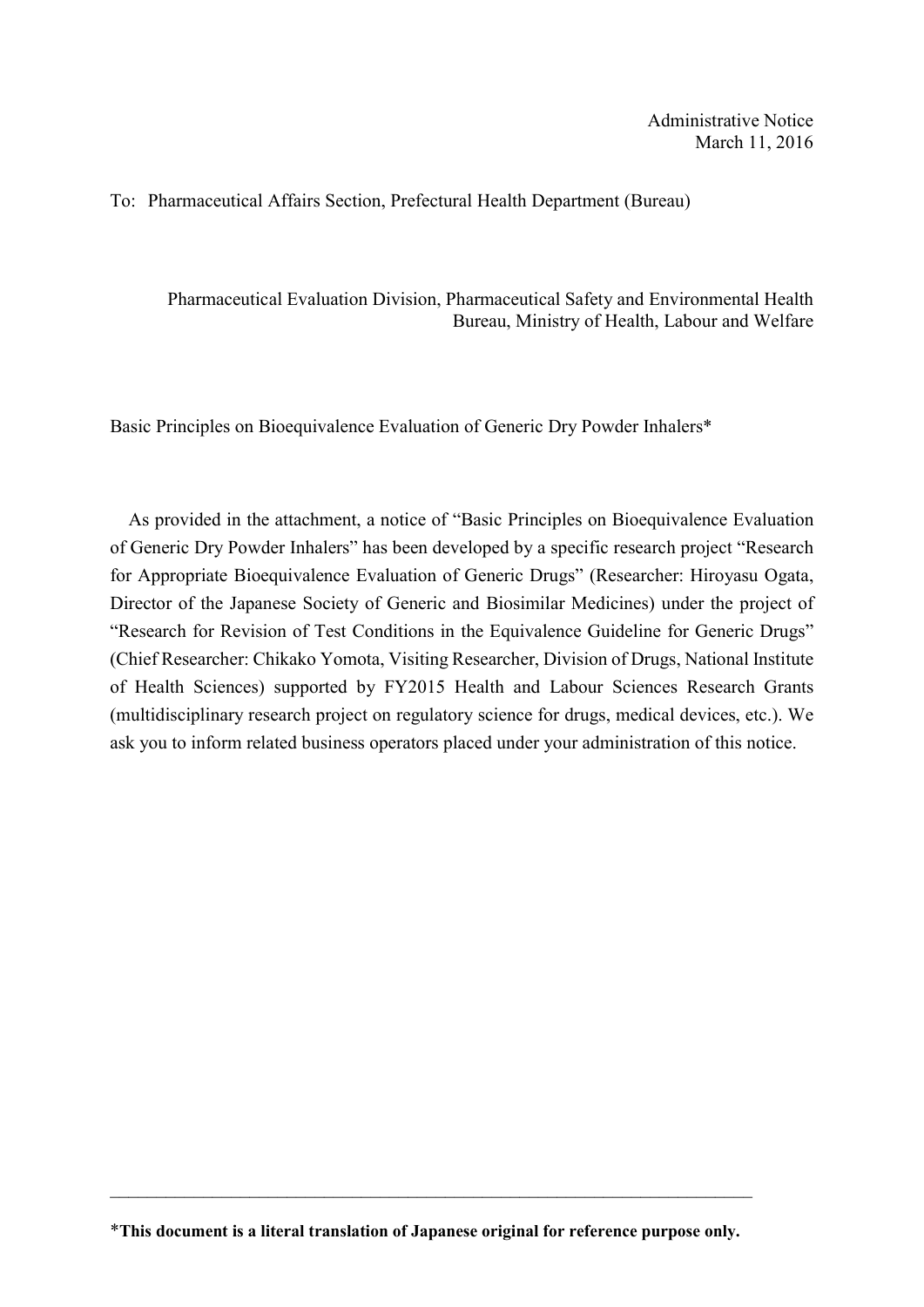Administrative Notice
March 11, 2016

To: Pharmaceutical Affairs Section, Prefectural Health Department (Bureau)

Pharmaceutical Evaluation Division, Pharmaceutical Safety and Environmental Health Bureau, Ministry of Health, Labour and Welfare

Basic Principles on Bioequivalence Evaluation of Generic Dry Powder Inhalers*

As provided in the attachment, a notice of "Basic Principles on Bioequivalence Evaluation of Generic Dry Powder Inhalers" has been developed by a specific research project "Research for Appropriate Bioequivalence Evaluation of Generic Drugs" (Researcher: Hiroyasu Ogata, Director of the Japanese Society of Generic and Biosimilar Medicines) under the project of "Research for Revision of Test Conditions in the Equivalence Guideline for Generic Drugs" (Chief Researcher: Chikako Yomota, Visiting Researcher, Division of Drugs, National Institute of Health Sciences) supported by FY2015 Health and Labour Sciences Research Grants (multidisciplinary research project on regulatory science for drugs, medical devices, etc.). We ask you to inform related business operators placed under your administration of this notice.

---

***This document is a literal translation of Japanese original for reference purpose only.**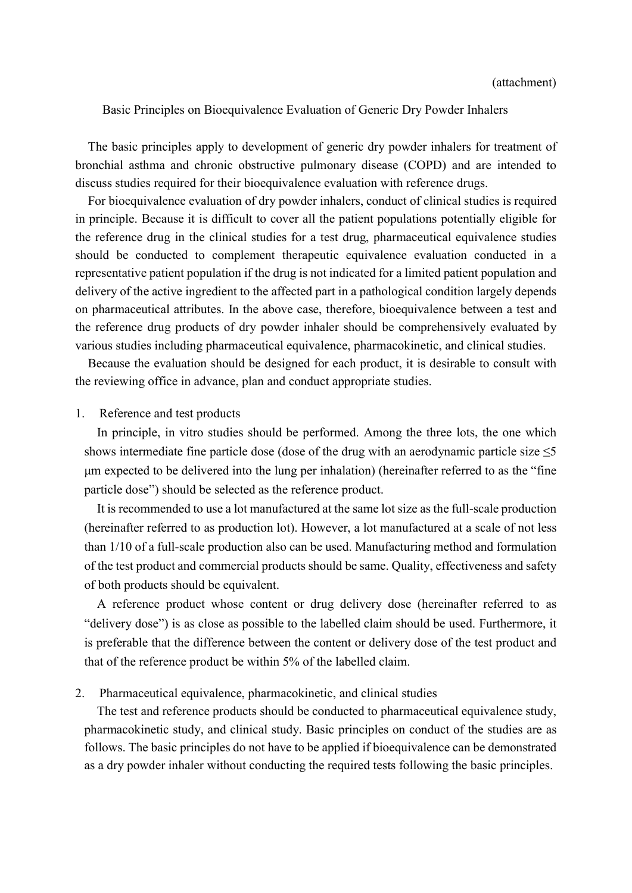(attachment)

## Basic Principles on Bioequivalence Evaluation of Generic Dry Powder Inhalers

The basic principles apply to development of generic dry powder inhalers for treatment of bronchial asthma and chronic obstructive pulmonary disease (COPD) and are intended to discuss studies required for their bioequivalence evaluation with reference drugs.

For bioequivalence evaluation of dry powder inhalers, conduct of clinical studies is required in principle. Because it is difficult to cover all the patient populations potentially eligible for the reference drug in the clinical studies for a test drug, pharmaceutical equivalence studies should be conducted to complement therapeutic equivalence evaluation conducted in a representative patient population if the drug is not indicated for a limited patient population and delivery of the active ingredient to the affected part in a pathological condition largely depends on pharmaceutical attributes. In the above case, therefore, bioequivalence between a test and the reference drug products of dry powder inhaler should be comprehensively evaluated by various studies including pharmaceutical equivalence, pharmacokinetic, and clinical studies.

Because the evaluation should be designed for each product, it is desirable to consult with the reviewing office in advance, plan and conduct appropriate studies.

### 1. Reference and test products

In principle, in vitro studies should be performed. Among the three lots, the one which shows intermediate fine particle dose (dose of the drug with an aerodynamic particle size ≤5 μm expected to be delivered into the lung per inhalation) (hereinafter referred to as the "fine particle dose") should be selected as the reference product.

It is recommended to use a lot manufactured at the same lot size as the full-scale production (hereinafter referred to as production lot). However, a lot manufactured at a scale of not less than 1/10 of a full-scale production also can be used. Manufacturing method and formulation of the test product and commercial products should be same. Quality, effectiveness and safety of both products should be equivalent.

A reference product whose content or drug delivery dose (hereinafter referred to as "delivery dose") is as close as possible to the labelled claim should be used. Furthermore, it is preferable that the difference between the content or delivery dose of the test product and that of the reference product be within 5% of the labelled claim.

### 2. Pharmaceutical equivalence, pharmacokinetic, and clinical studies

The test and reference products should be conducted to pharmaceutical equivalence study, pharmacokinetic study, and clinical study. Basic principles on conduct of the studies are as follows. The basic principles do not have to be applied if bioequivalence can be demonstrated as a dry powder inhaler without conducting the required tests following the basic principles.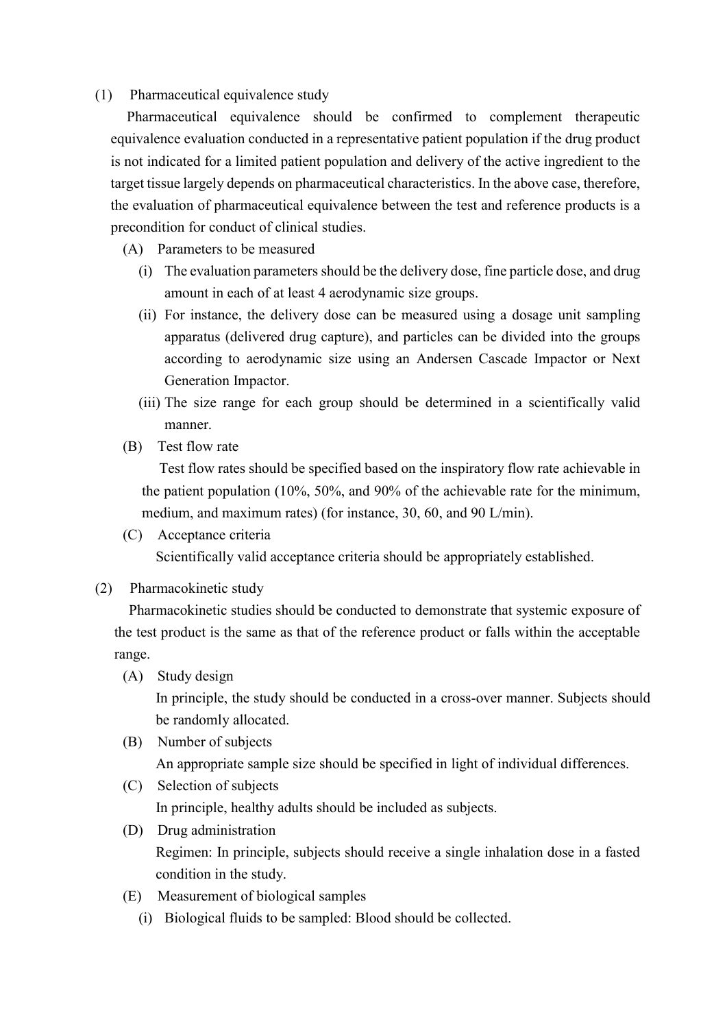(1) Pharmaceutical equivalence study

Pharmaceutical equivalence should be confirmed to complement therapeutic equivalence evaluation conducted in a representative patient population if the drug product is not indicated for a limited patient population and delivery of the active ingredient to the target tissue largely depends on pharmaceutical characteristics. In the above case, therefore, the evaluation of pharmaceutical equivalence between the test and reference products is a precondition for conduct of clinical studies.

(A) Parameters to be measured

(i) The evaluation parameters should be the delivery dose, fine particle dose, and drug amount in each of at least 4 aerodynamic size groups.

(ii) For instance, the delivery dose can be measured using a dosage unit sampling apparatus (delivered drug capture), and particles can be divided into the groups according to aerodynamic size using an Andersen Cascade Impactor or Next Generation Impactor.

(iii) The size range for each group should be determined in a scientifically valid manner.

(B) Test flow rate

Test flow rates should be specified based on the inspiratory flow rate achievable in the patient population (10%, 50%, and 90% of the achievable rate for the minimum, medium, and maximum rates) (for instance, 30, 60, and 90 L/min).

(C) Acceptance criteria

Scientifically valid acceptance criteria should be appropriately established.

(2) Pharmacokinetic study

Pharmacokinetic studies should be conducted to demonstrate that systemic exposure of the test product is the same as that of the reference product or falls within the acceptable range.

(A) Study design

In principle, the study should be conducted in a cross-over manner. Subjects should be randomly allocated.

(B) Number of subjects

An appropriate sample size should be specified in light of individual differences.

(C) Selection of subjects

In principle, healthy adults should be included as subjects.

(D) Drug administration

Regimen: In principle, subjects should receive a single inhalation dose in a fasted condition in the study.

(E) Measurement of biological samples

(i) Biological fluids to be sampled: Blood should be collected.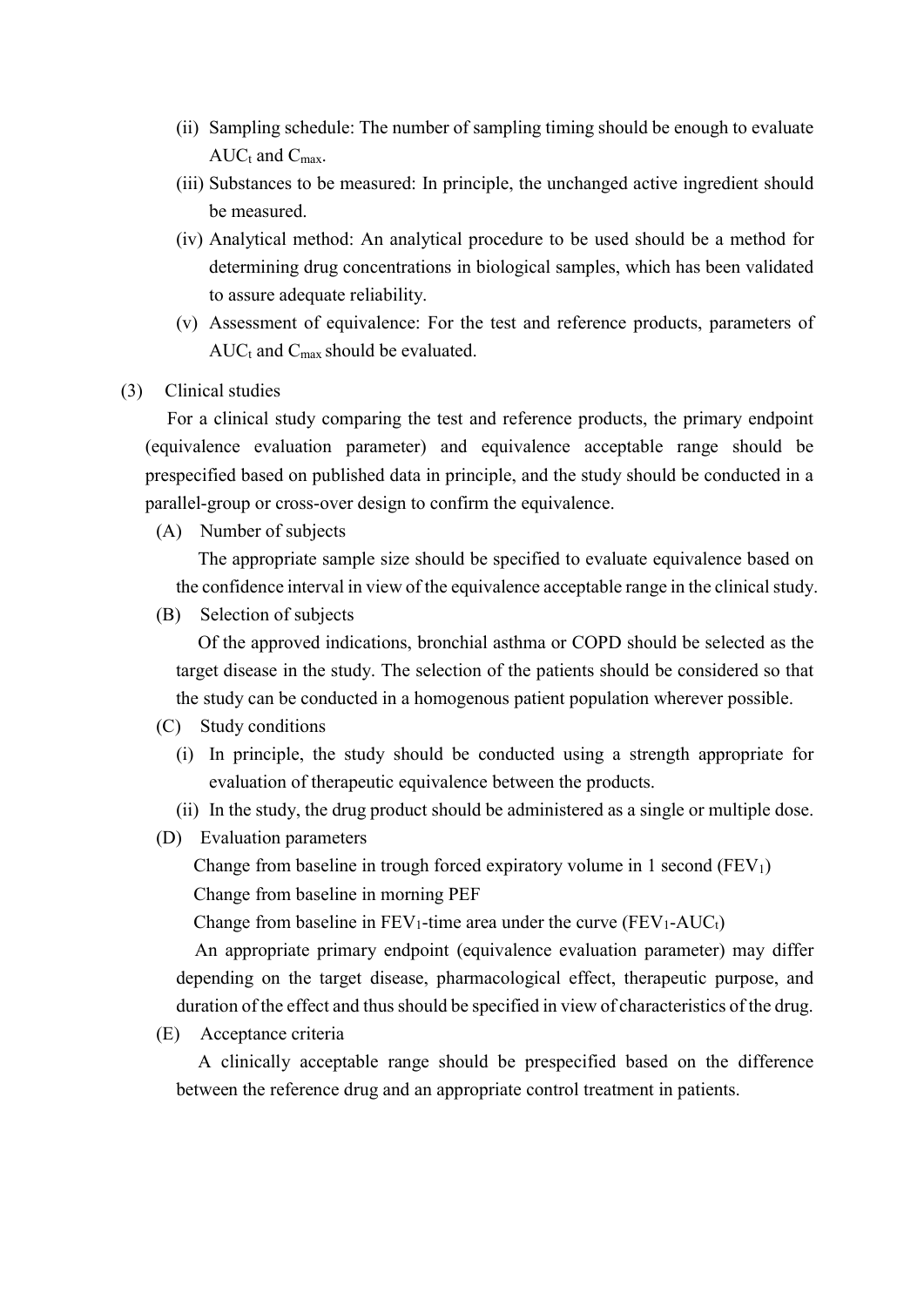(ii) Sampling schedule: The number of sampling timing should be enough to evaluate $AUC_t$ and $C_{max}$.

(iii) Substances to be measured: In principle, the unchanged active ingredient should be measured.

(iv) Analytical method: An analytical procedure to be used should be a method for determining drug concentrations in biological samples, which has been validated to assure adequate reliability.

(v) Assessment of equivalence: For the test and reference products, parameters of $AUC_t$ and $C_{max}$ should be evaluated.

(3) Clinical studies

For a clinical study comparing the test and reference products, the primary endpoint (equivalence evaluation parameter) and equivalence acceptable range should be prespecified based on published data in principle, and the study should be conducted in a parallel-group or cross-over design to confirm the equivalence.

(A) Number of subjects

The appropriate sample size should be specified to evaluate equivalence based on the confidence interval in view of the equivalence acceptable range in the clinical study.

(B) Selection of subjects

Of the approved indications, bronchial asthma or COPD should be selected as the target disease in the study. The selection of the patients should be considered so that the study can be conducted in a homogenous patient population wherever possible.

(C) Study conditions

(i) In principle, the study should be conducted using a strength appropriate for evaluation of therapeutic equivalence between the products.

(ii) In the study, the drug product should be administered as a single or multiple dose.

(D) Evaluation parameters

Change from baseline in trough forced expiratory volume in 1 second ($FEV_1$)

Change from baseline in morning PEF

Change from baseline in $FEV_1$-time area under the curve ($FEV_1$-$AUC_t$)

An appropriate primary endpoint (equivalence evaluation parameter) may differ depending on the target disease, pharmacological effect, therapeutic purpose, and duration of the effect and thus should be specified in view of characteristics of the drug.

(E) Acceptance criteria

A clinically acceptable range should be prespecified based on the difference between the reference drug and an appropriate control treatment in patients.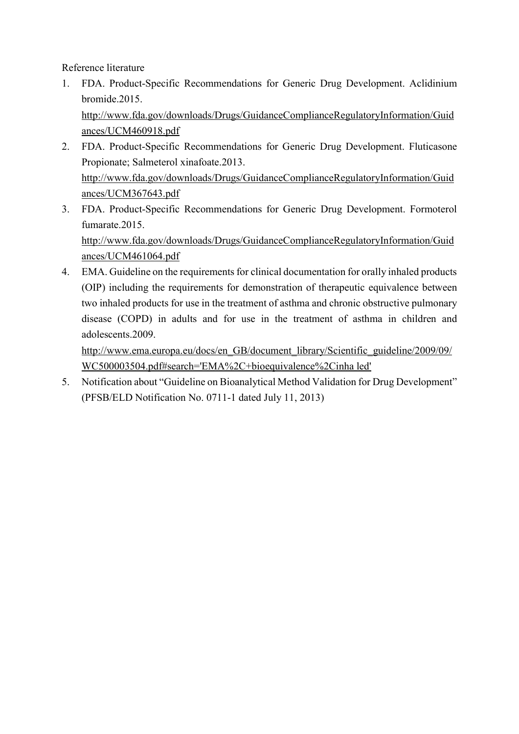Reference literature

1. FDA. Product-Specific Recommendations for Generic Drug Development. Aclidinium bromide.2015.
   http://www.fda.gov/downloads/Drugs/GuidanceComplianceRegulatoryInformation/Guidances/UCM460918.pdf
2. FDA. Product-Specific Recommendations for Generic Drug Development. Fluticasone Propionate; Salmeterol xinafoate.2013.
   http://www.fda.gov/downloads/Drugs/GuidanceComplianceRegulatoryInformation/Guidances/UCM367643.pdf
3. FDA. Product-Specific Recommendations for Generic Drug Development. Formoterol fumarate.2015.
   http://www.fda.gov/downloads/Drugs/GuidanceComplianceRegulatoryInformation/Guidances/UCM461064.pdf
4. EMA. Guideline on the requirements for clinical documentation for orally inhaled products (OIP) including the requirements for demonstration of therapeutic equivalence between two inhaled products for use in the treatment of asthma and chronic obstructive pulmonary disease (COPD) in adults and for use in the treatment of asthma in children and adolescents.2009.
   http://www.ema.europa.eu/docs/en_GB/document_library/Scientific_guideline/2009/09/WC500003504.pdf#search='EMA%2C+bioequivalence%2Cinha led'
5. Notification about "Guideline on Bioanalytical Method Validation for Drug Development" (PFSB/ELD Notification No. 0711-1 dated July 11, 2013)